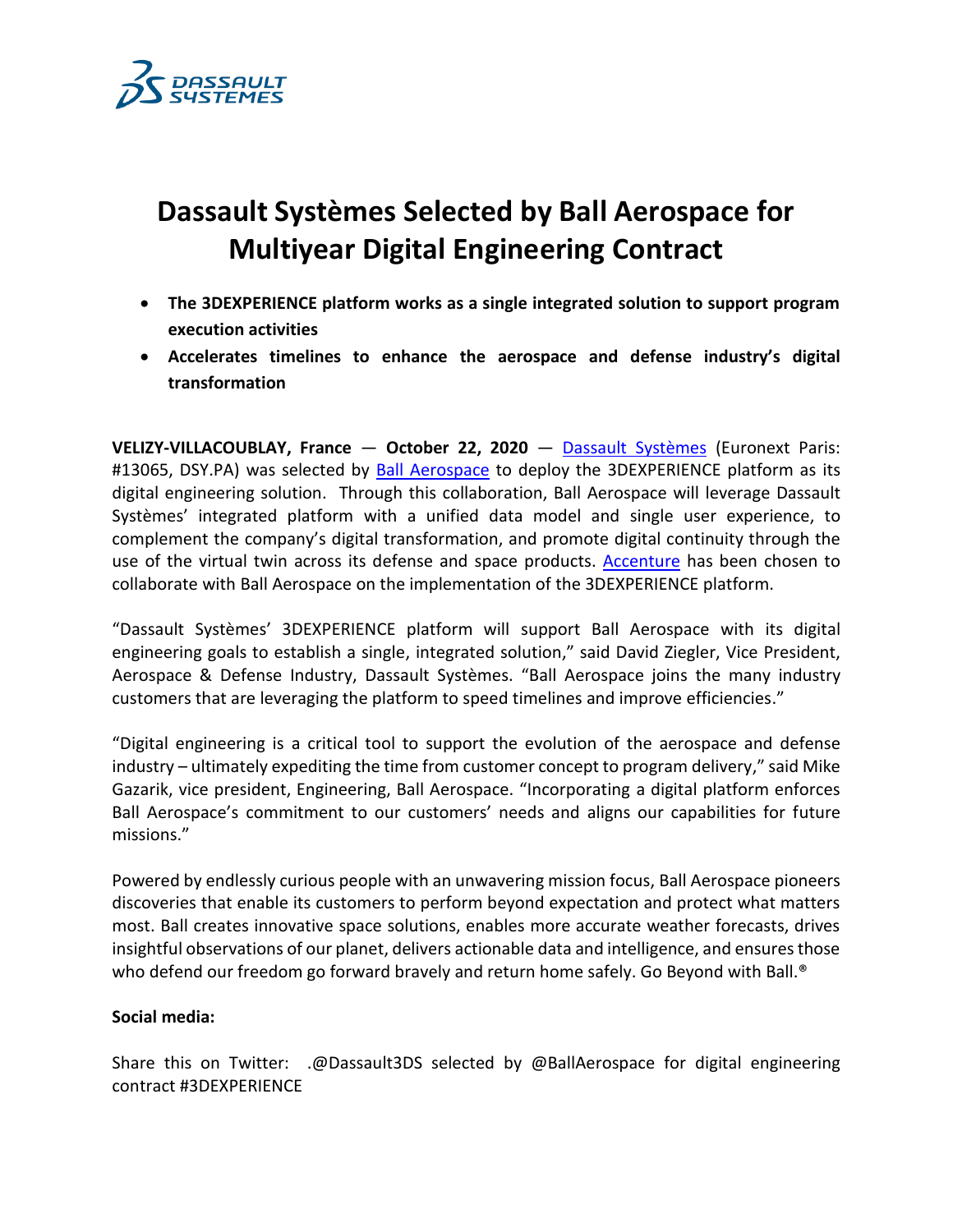# Dassault Systèmes Selected by Ball Aerospace for Multiyear Digital Engineering Contract

- **The 3DEXPERIENCE platform works as a single integrated solution to support program execution activities**
- **Accelerates timelines to enhance the aerospace and defense industry's digital transformation**

**VELIZY-VILLACOUBLAY, France — October 22, 2020** — Dassault Systèmes (Euronext Paris: #13065, DSY.PA) was selected by Ball Aerospace to deploy the 3DEXPERIENCE platform as its digital engineering solution. Through this collaboration, Ball Aerospace will leverage Dassault Systèmes' integrated platform with a unified data model and single user experience, to complement the company's digital transformation, and promote digital continuity through the use of the virtual twin across its defense and space products. Accenture has been chosen to collaborate with Ball Aerospace on the implementation of the 3DEXPERIENCE platform.

"Dassault Systèmes' 3DEXPERIENCE platform will support Ball Aerospace with its digital engineering goals to establish a single, integrated solution," said David Ziegler, Vice President, Aerospace & Defense Industry, Dassault Systèmes. "Ball Aerospace joins the many industry customers that are leveraging the platform to speed timelines and improve efficiencies."

"Digital engineering is a critical tool to support the evolution of the aerospace and defense industry – ultimately expediting the time from customer concept to program delivery," said Mike Gazarik, vice president, Engineering, Ball Aerospace. "Incorporating a digital platform enforces Ball Aerospace's commitment to our customers' needs and aligns our capabilities for future missions."

Powered by endlessly curious people with an unwavering mission focus, Ball Aerospace pioneers discoveries that enable its customers to perform beyond expectation and protect what matters most. Ball creates innovative space solutions, enables more accurate weather forecasts, drives insightful observations of our planet, delivers actionable data and intelligence, and ensures those who defend our freedom go forward bravely and return home safely. Go Beyond with Ball.®

**Social media:**

Share this on Twitter: .@Dassault3DS selected by @BallAerospace for digital engineering contract #3DEXPERIENCE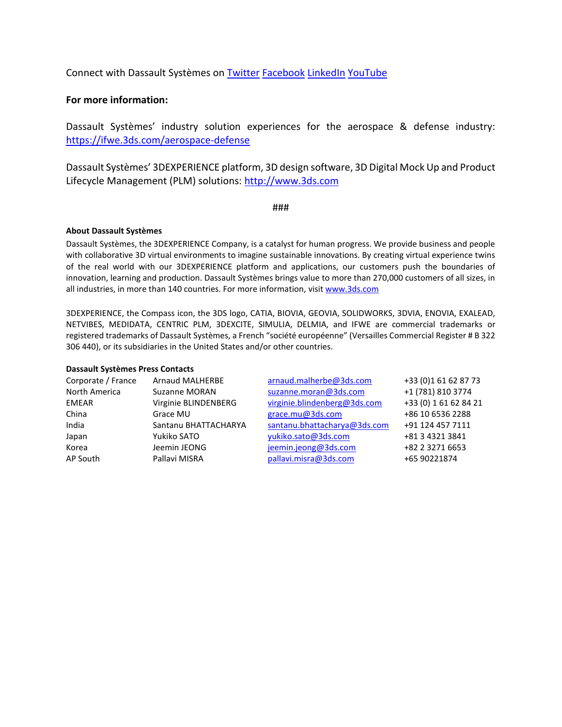Connect with Dassault Systèmes on [Twitter](#) [Facebook](#) [LinkedIn](#) [YouTube](#)

**For more information:**

Dassault Systèmes' industry solution experiences for the aerospace & defense industry: https://ifwe.3ds.com/aerospace-defense

Dassault Systèmes' 3DEXPERIENCE platform, 3D design software, 3D Digital Mock Up and Product Lifecycle Management (PLM) solutions: http://www.3ds.com

###

**About Dassault Systèmes**

Dassault Systèmes, the 3DEXPERIENCE Company, is a catalyst for human progress. We provide business and people with collaborative 3D virtual environments to imagine sustainable innovations. By creating virtual experience twins of the real world with our 3DEXPERIENCE platform and applications, our customers push the boundaries of innovation, learning and production. Dassault Systèmes brings value to more than 270,000 customers of all sizes, in all industries, in more than 140 countries. For more information, visit www.3ds.com

3DEXPERIENCE, the Compass icon, the 3DS logo, CATIA, BIOVIA, GEOVIA, SOLIDWORKS, 3DVIA, ENOVIA, EXALEAD, NETVIBES, MEDIDATA, CENTRIC PLM, 3DEXCITE, SIMULIA, DELMIA, and IFWE are commercial trademarks or registered trademarks of Dassault Systèmes, a French "société européenne" (Versailles Commercial Register # B 322 306 440), or its subsidiaries in the United States and/or other countries.

**Dassault Systèmes Press Contacts**

| | | | |
|---|---|---|---|
| Corporate / France | Arnaud MALHERBE | arnaud.malherbe@3ds.com | +33 (0)1 61 62 87 73 |
| North America | Suzanne MORAN | suzanne.moran@3ds.com | +1 (781) 810 3774 |
| EMEAR | Virginie BLINDENBERG | virginie.blindenberg@3ds.com | +33 (0) 1 61 62 84 21 |
| China | Grace MU | grace.mu@3ds.com | +86 10 6536 2288 |
| India | Santanu BHATTACHARYA | santanu.bhattacharya@3ds.com | +91 124 457 7111 |
| Japan | Yukiko SATO | yukiko.sato@3ds.com | +81 3 4321 3841 |
| Korea | Jeemin JEONG | jeemin.jeong@3ds.com | +82 2 3271 6653 |
| AP South | Pallavi MISRA | pallavi.misra@3ds.com | +65 90221874 |